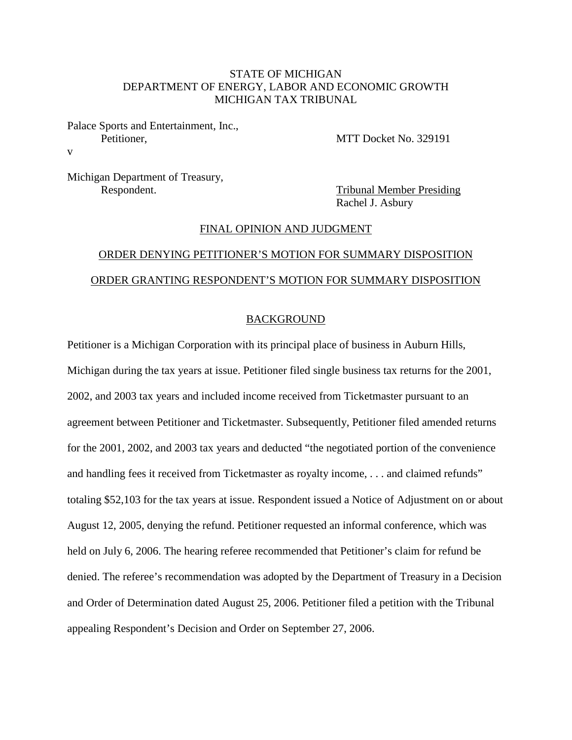STATE OF MICHIGAN
DEPARTMENT OF ENERGY, LABOR AND ECONOMIC GROWTH
MICHIGAN TAX TRIBUNAL

Palace Sports and Entertainment, Inc.,
Petitioner,

MTT Docket No. 329191

v

Michigan Department of Treasury,
Respondent.

Tribunal Member Presiding
Rachel J. Asbury

## FINAL OPINION AND JUDGMENT

## ORDER DENYING PETITIONER'S MOTION FOR SUMMARY DISPOSITION

## ORDER GRANTING RESPONDENT'S MOTION FOR SUMMARY DISPOSITION

## BACKGROUND

Petitioner is a Michigan Corporation with its principal place of business in Auburn Hills, Michigan during the tax years at issue. Petitioner filed single business tax returns for the 2001, 2002, and 2003 tax years and included income received from Ticketmaster pursuant to an agreement between Petitioner and Ticketmaster. Subsequently, Petitioner filed amended returns for the 2001, 2002, and 2003 tax years and deducted "the negotiated portion of the convenience and handling fees it received from Ticketmaster as royalty income, . . . and claimed refunds" totaling $52,103 for the tax years at issue. Respondent issued a Notice of Adjustment on or about August 12, 2005, denying the refund. Petitioner requested an informal conference, which was held on July 6, 2006. The hearing referee recommended that Petitioner's claim for refund be denied. The referee's recommendation was adopted by the Department of Treasury in a Decision and Order of Determination dated August 25, 2006. Petitioner filed a petition with the Tribunal appealing Respondent's Decision and Order on September 27, 2006.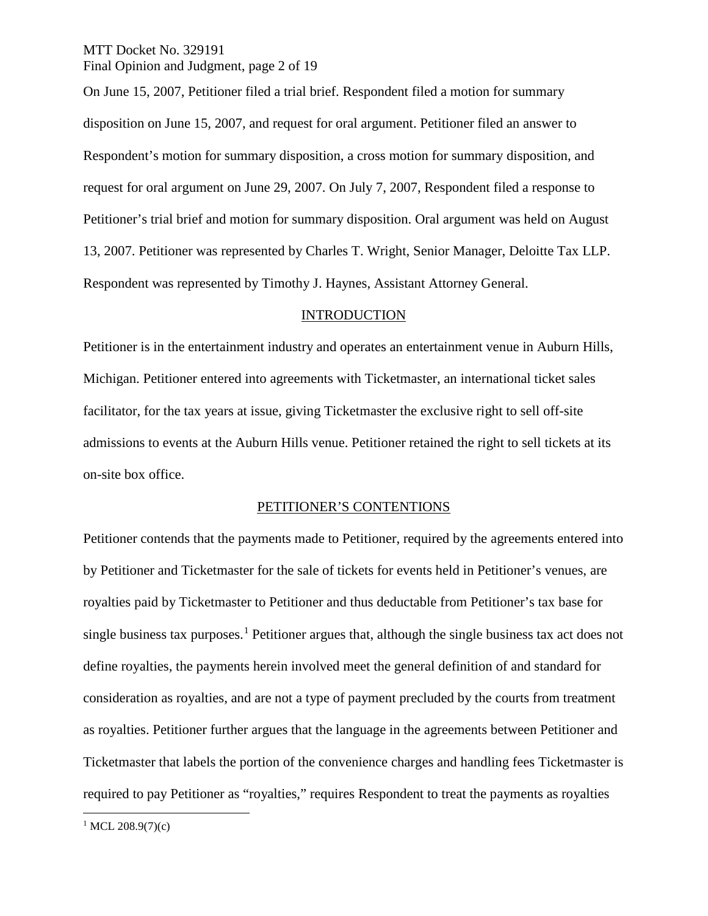On June 15, 2007, Petitioner filed a trial brief. Respondent filed a motion for summary disposition on June 15, 2007, and request for oral argument. Petitioner filed an answer to Respondent's motion for summary disposition, a cross motion for summary disposition, and request for oral argument on June 29, 2007. On July 7, 2007, Respondent filed a response to Petitioner's trial brief and motion for summary disposition. Oral argument was held on August 13, 2007. Petitioner was represented by Charles T. Wright, Senior Manager, Deloitte Tax LLP. Respondent was represented by Timothy J. Haynes, Assistant Attorney General.

## INTRODUCTION

Petitioner is in the entertainment industry and operates an entertainment venue in Auburn Hills, Michigan. Petitioner entered into agreements with Ticketmaster, an international ticket sales facilitator, for the tax years at issue, giving Ticketmaster the exclusive right to sell off-site admissions to events at the Auburn Hills venue. Petitioner retained the right to sell tickets at its on-site box office.

## PETITIONER'S CONTENTIONS

Petitioner contends that the payments made to Petitioner, required by the agreements entered into by Petitioner and Ticketmaster for the sale of tickets for events held in Petitioner's venues, are royalties paid by Ticketmaster to Petitioner and thus deductable from Petitioner's tax base for single business tax purposes.[1] Petitioner argues that, although the single business tax act does not define royalties, the payments herein involved meet the general definition of and standard for consideration as royalties, and are not a type of payment precluded by the courts from treatment as royalties. Petitioner further argues that the language in the agreements between Petitioner and Ticketmaster that labels the portion of the convenience charges and handling fees Ticketmaster is required to pay Petitioner as "royalties," requires Respondent to treat the payments as royalties

[1] MCL 208.9(7)(c)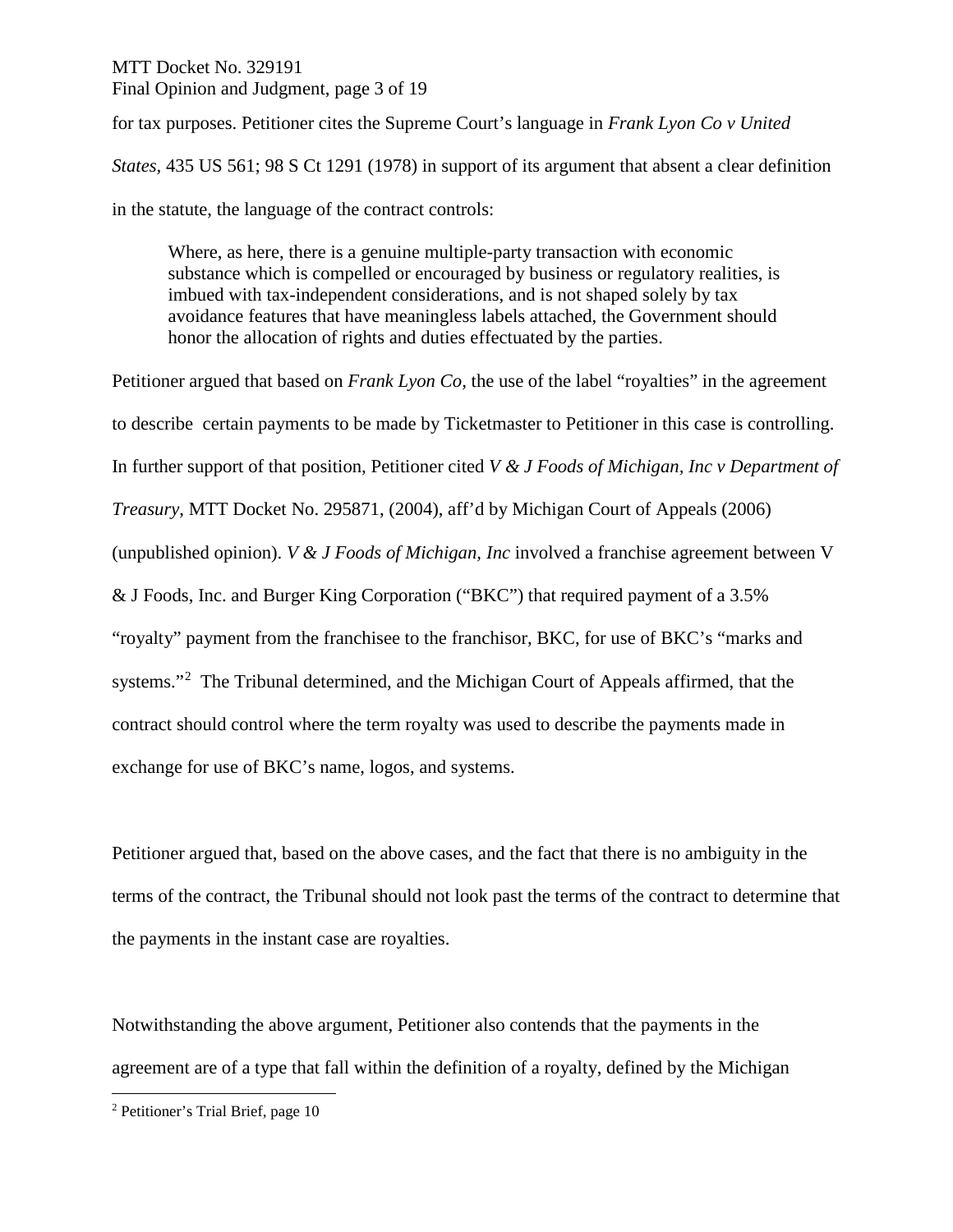for tax purposes. Petitioner cites the Supreme Court's language in *Frank Lyon Co v United States*, 435 US 561; 98 S Ct 1291 (1978) in support of its argument that absent a clear definition in the statute, the language of the contract controls:

> Where, as here, there is a genuine multiple-party transaction with economic substance which is compelled or encouraged by business or regulatory realities, is imbued with tax-independent considerations, and is not shaped solely by tax avoidance features that have meaningless labels attached, the Government should honor the allocation of rights and duties effectuated by the parties.

Petitioner argued that based on *Frank Lyon Co*, the use of the label "royalties" in the agreement to describe certain payments to be made by Ticketmaster to Petitioner in this case is controlling. In further support of that position, Petitioner cited *V & J Foods of Michigan, Inc v Department of Treasury*, MTT Docket No. 295871, (2004), aff'd by Michigan Court of Appeals (2006) (unpublished opinion). *V & J Foods of Michigan, Inc* involved a franchise agreement between V & J Foods, Inc. and Burger King Corporation ("BKC") that required payment of a 3.5% "royalty" payment from the franchisee to the franchisor, BKC, for use of BKC's "marks and systems."[2] The Tribunal determined, and the Michigan Court of Appeals affirmed, that the contract should control where the term royalty was used to describe the payments made in exchange for use of BKC's name, logos, and systems.

Petitioner argued that, based on the above cases, and the fact that there is no ambiguity in the terms of the contract, the Tribunal should not look past the terms of the contract to determine that the payments in the instant case are royalties.

Notwithstanding the above argument, Petitioner also contends that the payments in the agreement are of a type that fall within the definition of a royalty, defined by the Michigan

[2] Petitioner's Trial Brief, page 10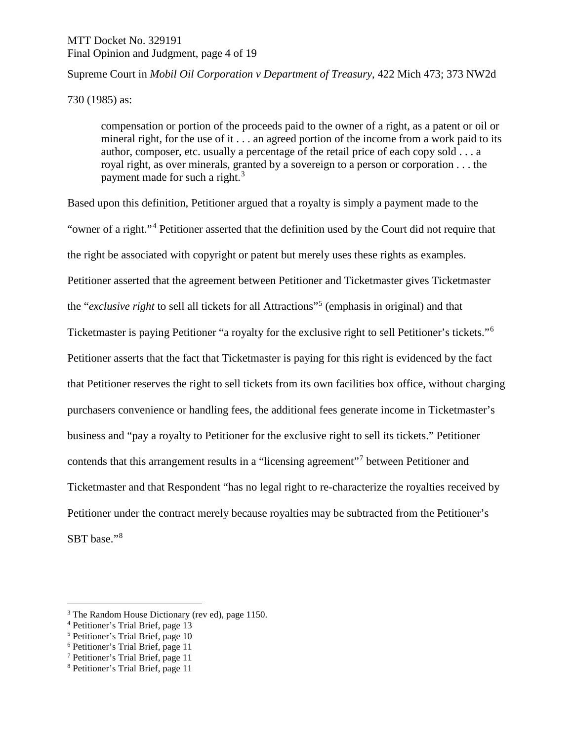Supreme Court in *Mobil Oil Corporation v Department of Treasury*, 422 Mich 473; 373 NW2d 730 (1985) as:

> compensation or portion of the proceeds paid to the owner of a right, as a patent or oil or mineral right, for the use of it . . . an agreed portion of the income from a work paid to its author, composer, etc. usually a percentage of the retail price of each copy sold . . . a royal right, as over minerals, granted by a sovereign to a person or corporation . . . the payment made for such a right.[3]

Based upon this definition, Petitioner argued that a royalty is simply a payment made to the "owner of a right."[4] Petitioner asserted that the definition used by the Court did not require that the right be associated with copyright or patent but merely uses these rights as examples. Petitioner asserted that the agreement between Petitioner and Ticketmaster gives Ticketmaster the "*exclusive right* to sell all tickets for all Attractions"[5] (emphasis in original) and that Ticketmaster is paying Petitioner "a royalty for the exclusive right to sell Petitioner's tickets."[6] Petitioner asserts that the fact that Ticketmaster is paying for this right is evidenced by the fact that Petitioner reserves the right to sell tickets from its own facilities box office, without charging purchasers convenience or handling fees, the additional fees generate income in Ticketmaster's business and "pay a royalty to Petitioner for the exclusive right to sell its tickets." Petitioner contends that this arrangement results in a "licensing agreement"[7] between Petitioner and Ticketmaster and that Respondent "has no legal right to re-characterize the royalties received by Petitioner under the contract merely because royalties may be subtracted from the Petitioner's SBT base."[8]

---

[3] The Random House Dictionary (rev ed), page 1150.

[4] Petitioner's Trial Brief, page 13

[5] Petitioner's Trial Brief, page 10

[6] Petitioner's Trial Brief, page 11

[7] Petitioner's Trial Brief, page 11

[8] Petitioner's Trial Brief, page 11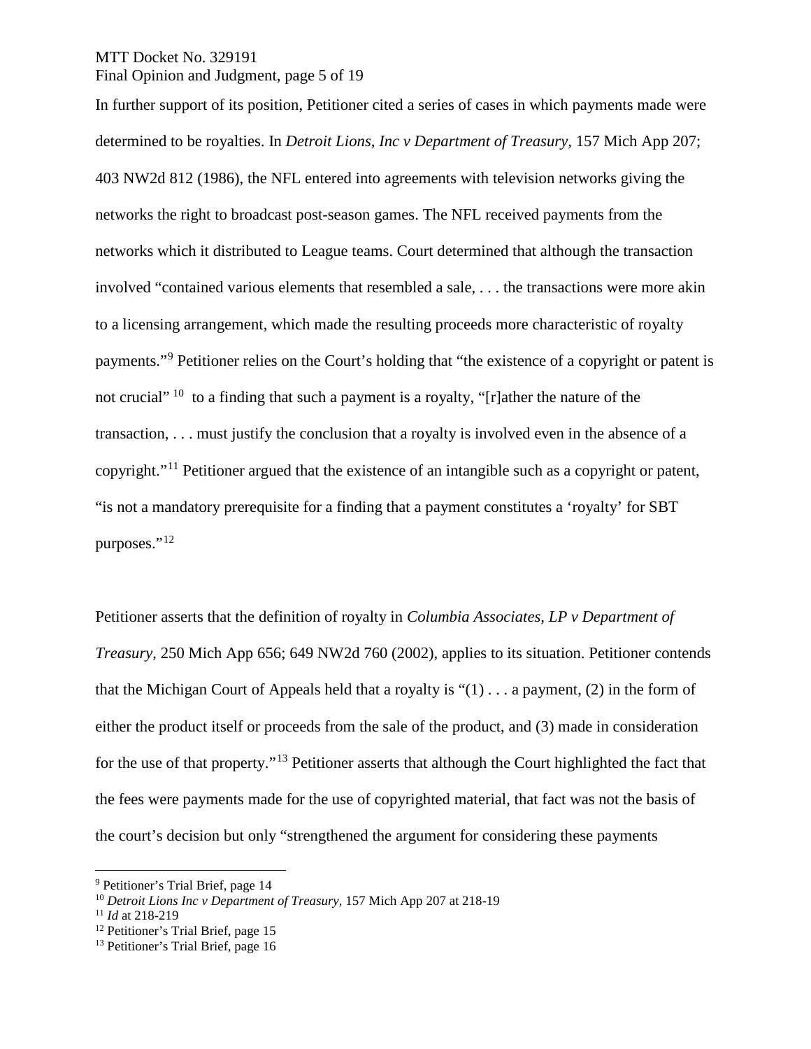In further support of its position, Petitioner cited a series of cases in which payments made were determined to be royalties. In *Detroit Lions, Inc v Department of Treasury*, 157 Mich App 207; 403 NW2d 812 (1986), the NFL entered into agreements with television networks giving the networks the right to broadcast post-season games. The NFL received payments from the networks which it distributed to League teams. Court determined that although the transaction involved "contained various elements that resembled a sale, . . . the transactions were more akin to a licensing arrangement, which made the resulting proceeds more characteristic of royalty payments."[9] Petitioner relies on the Court's holding that "the existence of a copyright or patent is not crucial" [10] to a finding that such a payment is a royalty, "[r]ather the nature of the transaction, . . . must justify the conclusion that a royalty is involved even in the absence of a copyright."[11] Petitioner argued that the existence of an intangible such as a copyright or patent, "is not a mandatory prerequisite for a finding that a payment constitutes a 'royalty' for SBT purposes."[12]

Petitioner asserts that the definition of royalty in *Columbia Associates, LP v Department of Treasury*, 250 Mich App 656; 649 NW2d 760 (2002), applies to its situation. Petitioner contends that the Michigan Court of Appeals held that a royalty is "(1) . . . a payment, (2) in the form of either the product itself or proceeds from the sale of the product, and (3) made in consideration for the use of that property."[13] Petitioner asserts that although the Court highlighted the fact that the fees were payments made for the use of copyrighted material, that fact was not the basis of the court's decision but only "strengthened the argument for considering these payments

---

[9] Petitioner's Trial Brief, page 14

[10] *Detroit Lions Inc v Department of Treasury*, 157 Mich App 207 at 218-19

[11] *Id* at 218-219

[12] Petitioner's Trial Brief, page 15

[13] Petitioner's Trial Brief, page 16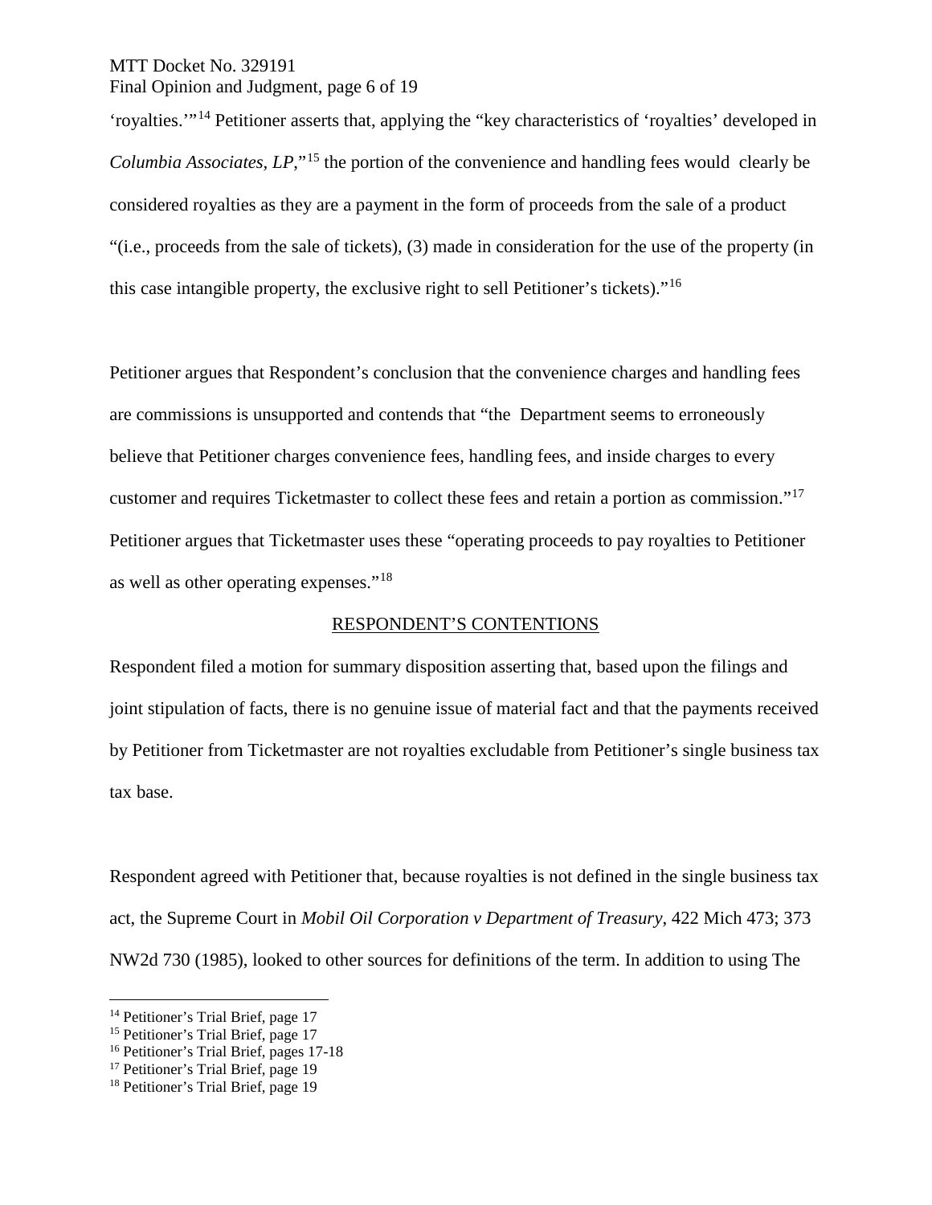'royalties.'"[14] Petitioner asserts that, applying the "key characteristics of 'royalties' developed in *Columbia Associates, LP*,"[15] the portion of the convenience and handling fees would clearly be considered royalties as they are a payment in the form of proceeds from the sale of a product "(i.e., proceeds from the sale of tickets), (3) made in consideration for the use of the property (in this case intangible property, the exclusive right to sell Petitioner's tickets)."[16]

Petitioner argues that Respondent's conclusion that the convenience charges and handling fees are commissions is unsupported and contends that "the Department seems to erroneously believe that Petitioner charges convenience fees, handling fees, and inside charges to every customer and requires Ticketmaster to collect these fees and retain a portion as commission."[17] Petitioner argues that Ticketmaster uses these "operating proceeds to pay royalties to Petitioner as well as other operating expenses."[18]

## RESPONDENT'S CONTENTIONS

Respondent filed a motion for summary disposition asserting that, based upon the filings and joint stipulation of facts, there is no genuine issue of material fact and that the payments received by Petitioner from Ticketmaster are not royalties excludable from Petitioner's single business tax tax base.

Respondent agreed with Petitioner that, because royalties is not defined in the single business tax act, the Supreme Court in *Mobil Oil Corporation v Department of Treasury*, 422 Mich 473; 373 NW2d 730 (1985), looked to other sources for definitions of the term. In addition to using The

---

[14] Petitioner's Trial Brief, page 17

[15] Petitioner's Trial Brief, page 17

[16] Petitioner's Trial Brief, pages 17-18

[17] Petitioner's Trial Brief, page 19

[18] Petitioner's Trial Brief, page 19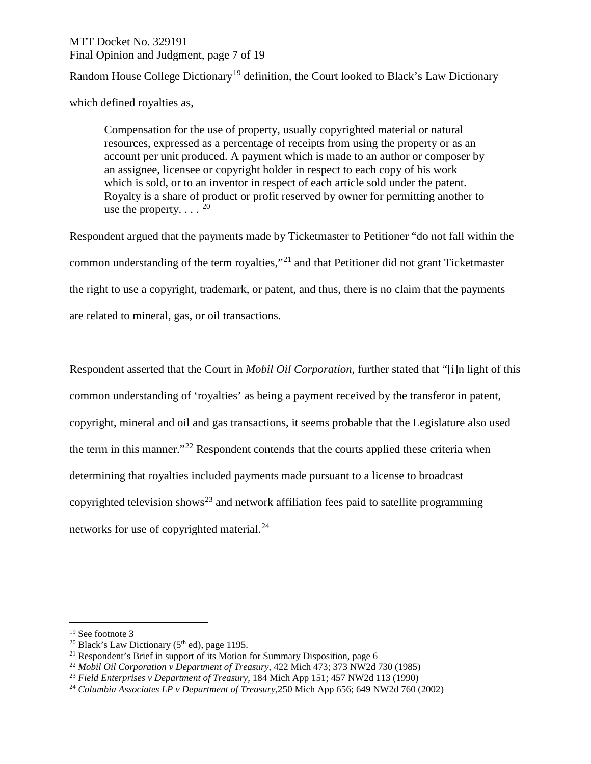Random House College Dictionary[19] definition, the Court looked to Black's Law Dictionary which defined royalties as,

> Compensation for the use of property, usually copyrighted material or natural resources, expressed as a percentage of receipts from using the property or as an account per unit produced. A payment which is made to an author or composer by an assignee, licensee or copyright holder in respect to each copy of his work which is sold, or to an inventor in respect of each article sold under the patent. Royalty is a share of product or profit reserved by owner for permitting another to use the property. . . . [20]

Respondent argued that the payments made by Ticketmaster to Petitioner "do not fall within the common understanding of the term royalties,"[21] and that Petitioner did not grant Ticketmaster the right to use a copyright, trademark, or patent, and thus, there is no claim that the payments are related to mineral, gas, or oil transactions.

Respondent asserted that the Court in *Mobil Oil Corporation*, further stated that "[i]n light of this common understanding of 'royalties' as being a payment received by the transferor in patent, copyright, mineral and oil and gas transactions, it seems probable that the Legislature also used the term in this manner."[22] Respondent contends that the courts applied these criteria when determining that royalties included payments made pursuant to a license to broadcast copyrighted television shows[23] and network affiliation fees paid to satellite programming networks for use of copyrighted material.[24]

---

[19] See footnote 3

[20] Black's Law Dictionary (5th ed), page 1195.

[21] Respondent's Brief in support of its Motion for Summary Disposition, page 6

[22] *Mobil Oil Corporation v Department of Treasury*, 422 Mich 473; 373 NW2d 730 (1985)

[23] *Field Enterprises v Department of Treasury*, 184 Mich App 151; 457 NW2d 113 (1990)

[24] *Columbia Associates LP v Department of Treasury*,250 Mich App 656; 649 NW2d 760 (2002)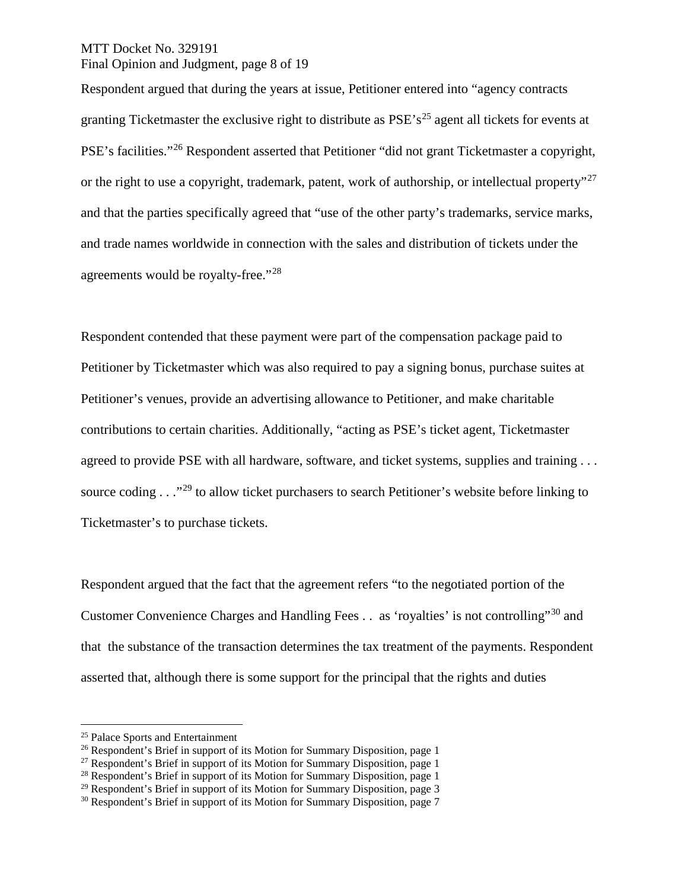Respondent argued that during the years at issue, Petitioner entered into "agency contracts granting Ticketmaster the exclusive right to distribute as PSE's[25] agent all tickets for events at PSE's facilities."[26] Respondent asserted that Petitioner "did not grant Ticketmaster a copyright, or the right to use a copyright, trademark, patent, work of authorship, or intellectual property"[27] and that the parties specifically agreed that "use of the other party's trademarks, service marks, and trade names worldwide in connection with the sales and distribution of tickets under the agreements would be royalty-free."[28]

Respondent contended that these payment were part of the compensation package paid to Petitioner by Ticketmaster which was also required to pay a signing bonus, purchase suites at Petitioner's venues, provide an advertising allowance to Petitioner, and make charitable contributions to certain charities. Additionally, "acting as PSE's ticket agent, Ticketmaster agreed to provide PSE with all hardware, software, and ticket systems, supplies and training . . . source coding . . ."[29] to allow ticket purchasers to search Petitioner's website before linking to Ticketmaster's to purchase tickets.

Respondent argued that the fact that the agreement refers "to the negotiated portion of the Customer Convenience Charges and Handling Fees . . as 'royalties' is not controlling"[30] and that the substance of the transaction determines the tax treatment of the payments. Respondent asserted that, although there is some support for the principal that the rights and duties

---

[25] Palace Sports and Entertainment
[26] Respondent's Brief in support of its Motion for Summary Disposition, page 1
[27] Respondent's Brief in support of its Motion for Summary Disposition, page 1
[28] Respondent's Brief in support of its Motion for Summary Disposition, page 1
[29] Respondent's Brief in support of its Motion for Summary Disposition, page 3
[30] Respondent's Brief in support of its Motion for Summary Disposition, page 7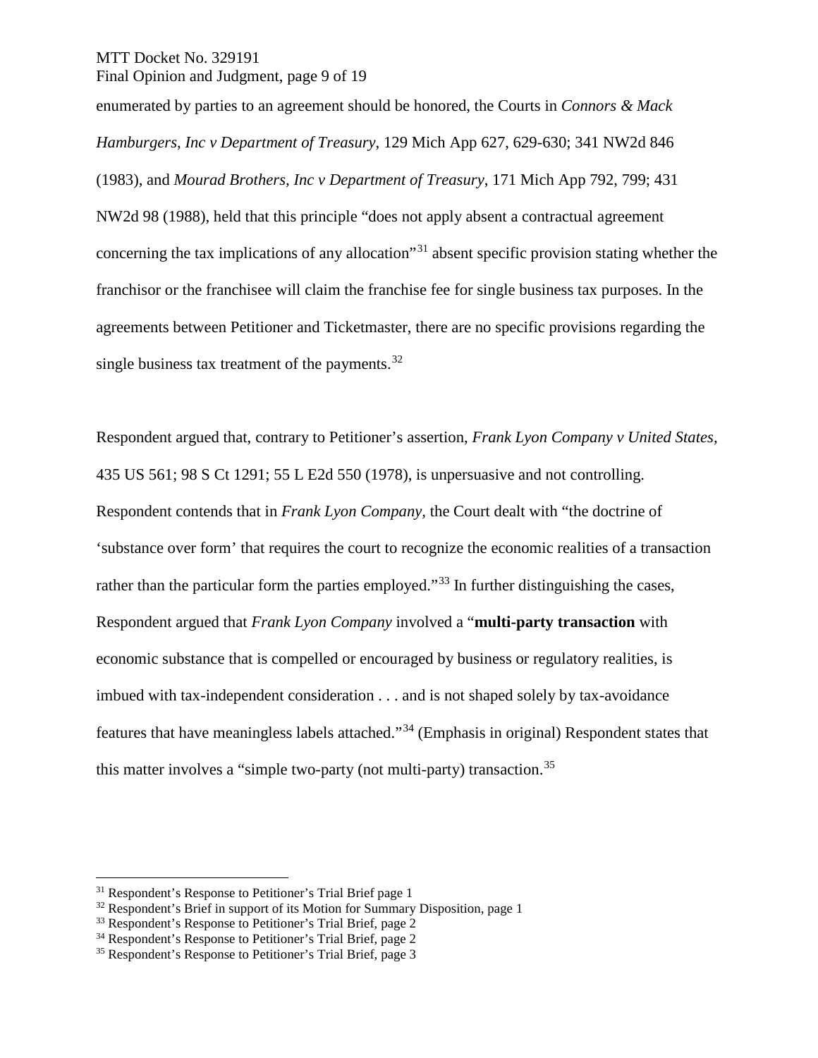enumerated by parties to an agreement should be honored, the Courts in *Connors & Mack Hamburgers, Inc v Department of Treasury*, 129 Mich App 627, 629-630; 341 NW2d 846 (1983), and *Mourad Brothers, Inc v Department of Treasury*, 171 Mich App 792, 799; 431 NW2d 98 (1988), held that this principle "does not apply absent a contractual agreement concerning the tax implications of any allocation"[31] absent specific provision stating whether the franchisor or the franchisee will claim the franchise fee for single business tax purposes. In the agreements between Petitioner and Ticketmaster, there are no specific provisions regarding the single business tax treatment of the payments.[32]

Respondent argued that, contrary to Petitioner's assertion, *Frank Lyon Company v United States*, 435 US 561; 98 S Ct 1291; 55 L E2d 550 (1978), is unpersuasive and not controlling. Respondent contends that in *Frank Lyon Company*, the Court dealt with "the doctrine of 'substance over form' that requires the court to recognize the economic realities of a transaction rather than the particular form the parties employed."[33] In further distinguishing the cases, Respondent argued that *Frank Lyon Company* involved a "**multi-party transaction** with economic substance that is compelled or encouraged by business or regulatory realities, is imbued with tax-independent consideration . . . and is not shaped solely by tax-avoidance features that have meaningless labels attached."[34] (Emphasis in original) Respondent states that this matter involves a "simple two-party (not multi-party) transaction.[35]

---

[31] Respondent's Response to Petitioner's Trial Brief page 1

[32] Respondent's Brief in support of its Motion for Summary Disposition, page 1

[33] Respondent's Response to Petitioner's Trial Brief, page 2

[34] Respondent's Response to Petitioner's Trial Brief, page 2

[35] Respondent's Response to Petitioner's Trial Brief, page 3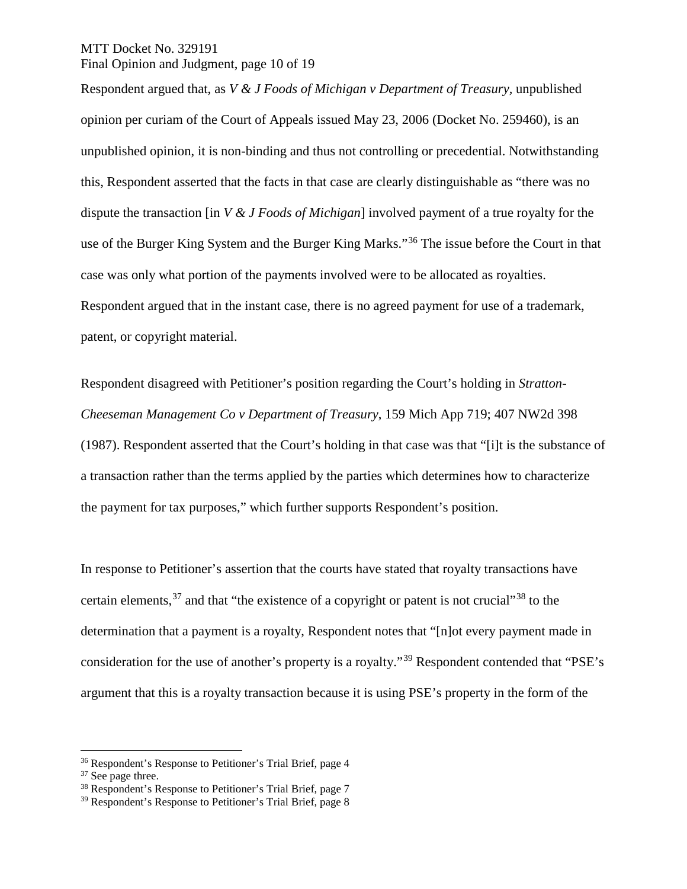Respondent argued that, as *V & J Foods of Michigan v Department of Treasury,* unpublished opinion per curiam of the Court of Appeals issued May 23, 2006 (Docket No. 259460), is an unpublished opinion, it is non-binding and thus not controlling or precedential. Notwithstanding this, Respondent asserted that the facts in that case are clearly distinguishable as "there was no dispute the transaction [in *V & J Foods of Michigan*] involved payment of a true royalty for the use of the Burger King System and the Burger King Marks."[36] The issue before the Court in that case was only what portion of the payments involved were to be allocated as royalties. Respondent argued that in the instant case, there is no agreed payment for use of a trademark, patent, or copyright material.

Respondent disagreed with Petitioner's position regarding the Court's holding in *Stratton-Cheeseman Management Co v Department of Treasury*, 159 Mich App 719; 407 NW2d 398 (1987). Respondent asserted that the Court's holding in that case was that "[i]t is the substance of a transaction rather than the terms applied by the parties which determines how to characterize the payment for tax purposes," which further supports Respondent's position.

In response to Petitioner's assertion that the courts have stated that royalty transactions have certain elements,[37] and that "the existence of a copyright or patent is not crucial"[38] to the determination that a payment is a royalty, Respondent notes that "[n]ot every payment made in consideration for the use of another's property is a royalty."[39] Respondent contended that "PSE's argument that this is a royalty transaction because it is using PSE's property in the form of the

---

[36] Respondent's Response to Petitioner's Trial Brief, page 4

[37] See page three.

[38] Respondent's Response to Petitioner's Trial Brief, page 7

[39] Respondent's Response to Petitioner's Trial Brief, page 8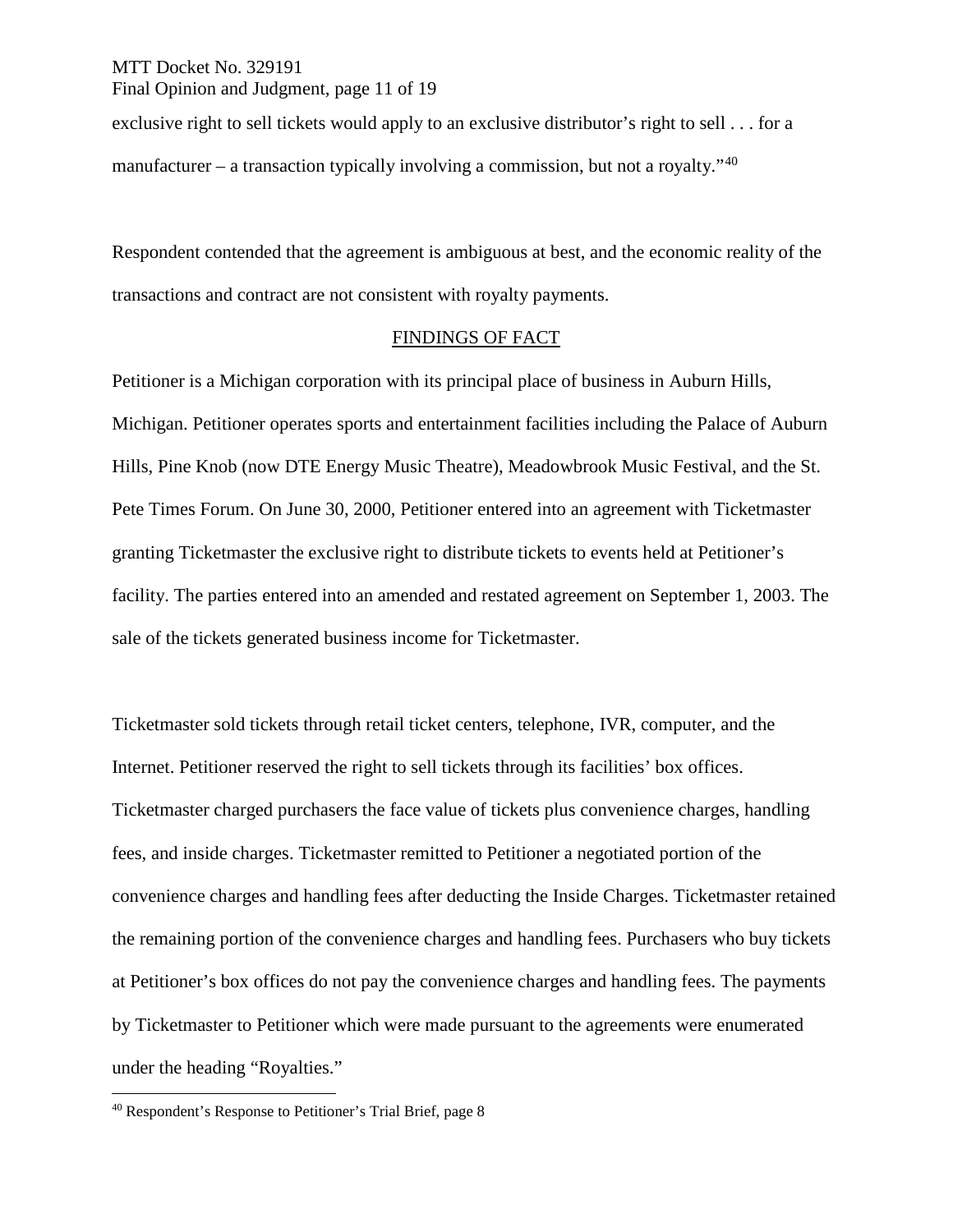exclusive right to sell tickets would apply to an exclusive distributor's right to sell . . . for a manufacturer – a transaction typically involving a commission, but not a royalty."[40]

Respondent contended that the agreement is ambiguous at best, and the economic reality of the transactions and contract are not consistent with royalty payments.

## FINDINGS OF FACT

Petitioner is a Michigan corporation with its principal place of business in Auburn Hills, Michigan. Petitioner operates sports and entertainment facilities including the Palace of Auburn Hills, Pine Knob (now DTE Energy Music Theatre), Meadowbrook Music Festival, and the St. Pete Times Forum. On June 30, 2000, Petitioner entered into an agreement with Ticketmaster granting Ticketmaster the exclusive right to distribute tickets to events held at Petitioner's facility. The parties entered into an amended and restated agreement on September 1, 2003. The sale of the tickets generated business income for Ticketmaster.

Ticketmaster sold tickets through retail ticket centers, telephone, IVR, computer, and the Internet. Petitioner reserved the right to sell tickets through its facilities' box offices. Ticketmaster charged purchasers the face value of tickets plus convenience charges, handling fees, and inside charges. Ticketmaster remitted to Petitioner a negotiated portion of the convenience charges and handling fees after deducting the Inside Charges. Ticketmaster retained the remaining portion of the convenience charges and handling fees. Purchasers who buy tickets at Petitioner's box offices do not pay the convenience charges and handling fees. The payments by Ticketmaster to Petitioner which were made pursuant to the agreements were enumerated under the heading "Royalties."

[40] Respondent's Response to Petitioner's Trial Brief, page 8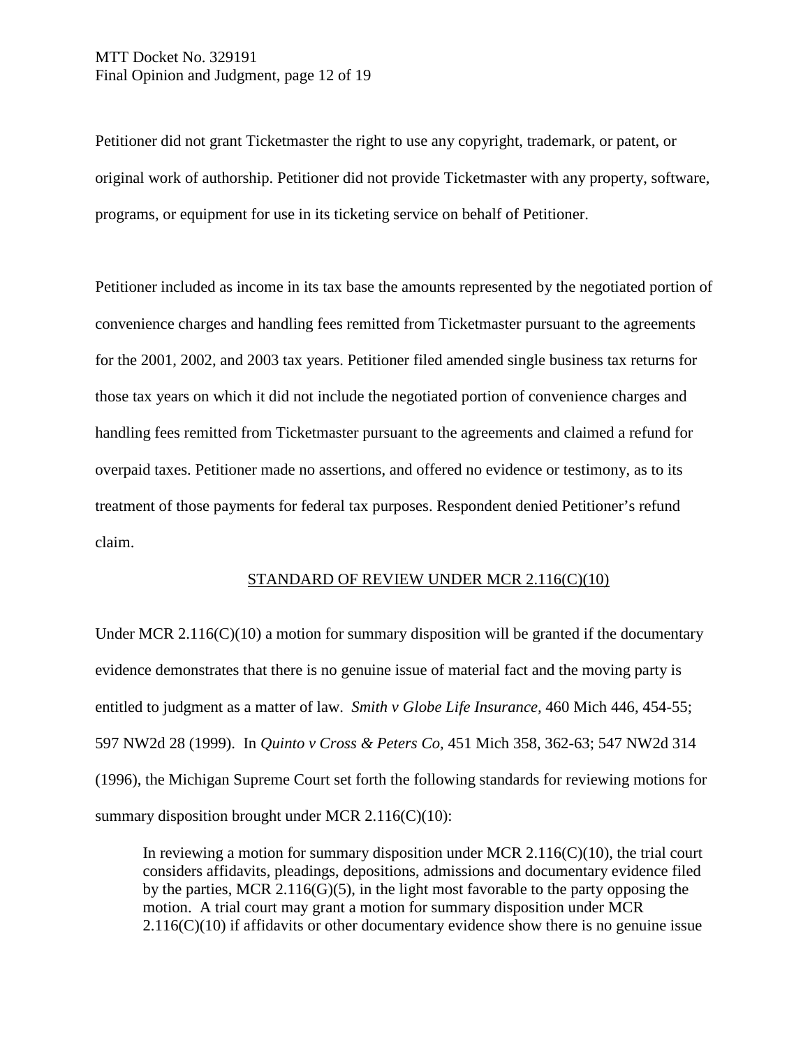Petitioner did not grant Ticketmaster the right to use any copyright, trademark, or patent, or original work of authorship. Petitioner did not provide Ticketmaster with any property, software, programs, or equipment for use in its ticketing service on behalf of Petitioner.

Petitioner included as income in its tax base the amounts represented by the negotiated portion of convenience charges and handling fees remitted from Ticketmaster pursuant to the agreements for the 2001, 2002, and 2003 tax years. Petitioner filed amended single business tax returns for those tax years on which it did not include the negotiated portion of convenience charges and handling fees remitted from Ticketmaster pursuant to the agreements and claimed a refund for overpaid taxes. Petitioner made no assertions, and offered no evidence or testimony, as to its treatment of those payments for federal tax purposes. Respondent denied Petitioner's refund claim.

## STANDARD OF REVIEW UNDER MCR 2.116(C)(10)

Under MCR 2.116(C)(10) a motion for summary disposition will be granted if the documentary evidence demonstrates that there is no genuine issue of material fact and the moving party is entitled to judgment as a matter of law. *Smith v Globe Life Insurance*, 460 Mich 446, 454-55; 597 NW2d 28 (1999). In *Quinto v Cross & Peters Co*, 451 Mich 358, 362-63; 547 NW2d 314 (1996), the Michigan Supreme Court set forth the following standards for reviewing motions for summary disposition brought under MCR 2.116(C)(10):

> In reviewing a motion for summary disposition under MCR 2.116(C)(10), the trial court considers affidavits, pleadings, depositions, admissions and documentary evidence filed by the parties, MCR 2.116(G)(5), in the light most favorable to the party opposing the motion. A trial court may grant a motion for summary disposition under MCR 2.116(C)(10) if affidavits or other documentary evidence show there is no genuine issue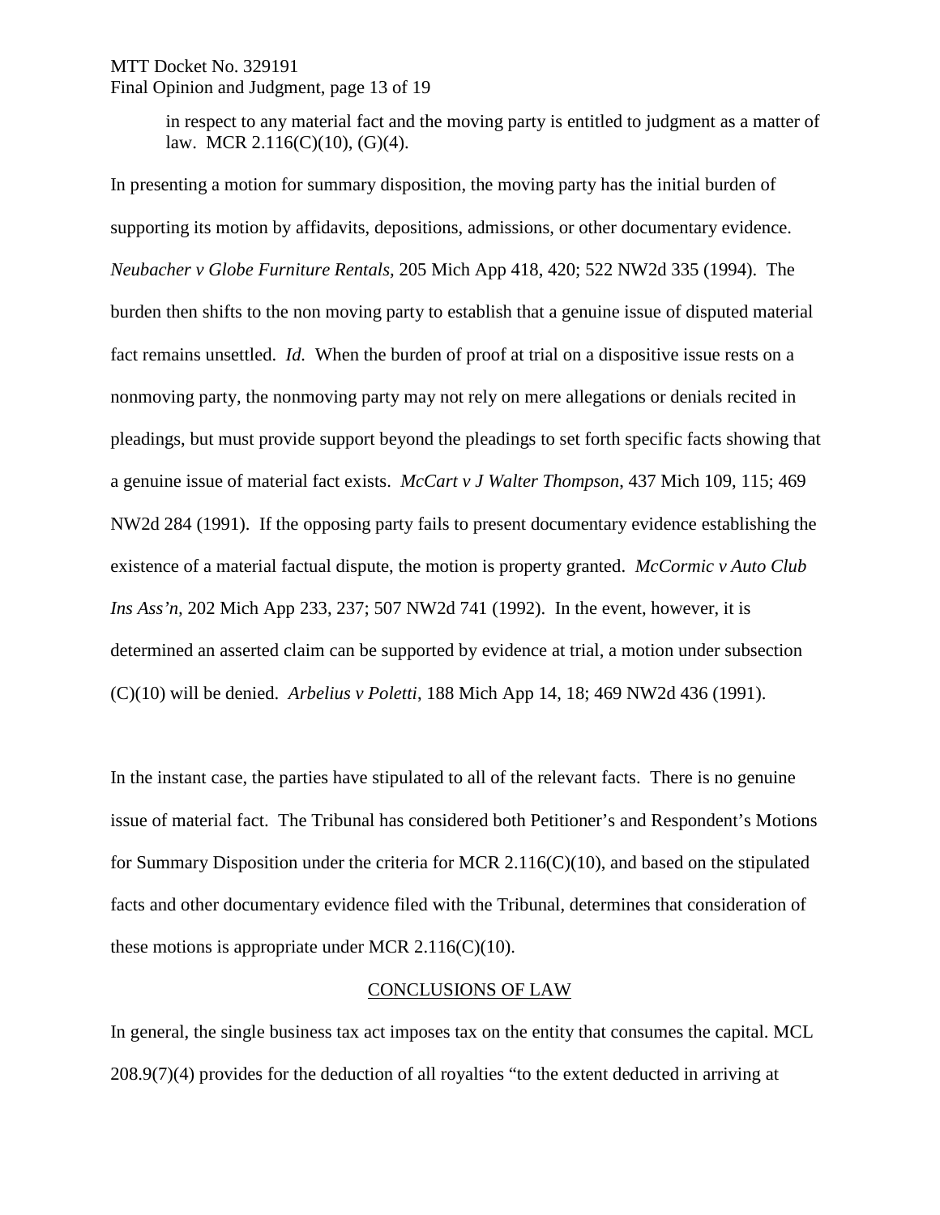> in respect to any material fact and the moving party is entitled to judgment as a matter of law. MCR 2.116(C)(10), (G)(4).

In presenting a motion for summary disposition, the moving party has the initial burden of supporting its motion by affidavits, depositions, admissions, or other documentary evidence. *Neubacher v Globe Furniture Rentals,* 205 Mich App 418, 420; 522 NW2d 335 (1994). The burden then shifts to the non moving party to establish that a genuine issue of disputed material fact remains unsettled. *Id.* When the burden of proof at trial on a dispositive issue rests on a nonmoving party, the nonmoving party may not rely on mere allegations or denials recited in pleadings, but must provide support beyond the pleadings to set forth specific facts showing that a genuine issue of material fact exists. *McCart v J Walter Thompson*, 437 Mich 109, 115; 469 NW2d 284 (1991). If the opposing party fails to present documentary evidence establishing the existence of a material factual dispute, the motion is property granted. *McCormic v Auto Club Ins Ass'n,* 202 Mich App 233, 237; 507 NW2d 741 (1992). In the event, however, it is determined an asserted claim can be supported by evidence at trial, a motion under subsection (C)(10) will be denied. *Arbelius v Poletti*, 188 Mich App 14, 18; 469 NW2d 436 (1991).

In the instant case, the parties have stipulated to all of the relevant facts. There is no genuine issue of material fact. The Tribunal has considered both Petitioner's and Respondent's Motions for Summary Disposition under the criteria for MCR 2.116(C)(10), and based on the stipulated facts and other documentary evidence filed with the Tribunal, determines that consideration of these motions is appropriate under MCR 2.116(C)(10).

## CONCLUSIONS OF LAW

In general, the single business tax act imposes tax on the entity that consumes the capital. MCL 208.9(7)(4) provides for the deduction of all royalties "to the extent deducted in arriving at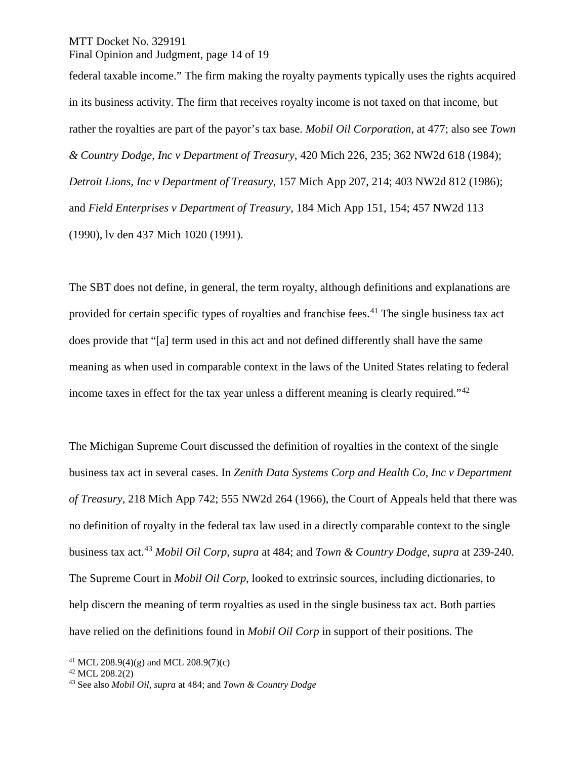federal taxable income." The firm making the royalty payments typically uses the rights acquired in its business activity. The firm that receives royalty income is not taxed on that income, but rather the royalties are part of the payor's tax base. *Mobil Oil Corporation*, at 477; also see *Town & Country Dodge, Inc v Department of Treasury*, 420 Mich 226, 235; 362 NW2d 618 (1984); *Detroit Lions, Inc v Department of Treasury*, 157 Mich App 207, 214; 403 NW2d 812 (1986); and *Field Enterprises v Department of Treasury*, 184 Mich App 151, 154; 457 NW2d 113 (1990), lv den 437 Mich 1020 (1991).

The SBT does not define, in general, the term royalty, although definitions and explanations are provided for certain specific types of royalties and franchise fees.[41] The single business tax act does provide that "[a] term used in this act and not defined differently shall have the same meaning as when used in comparable context in the laws of the United States relating to federal income taxes in effect for the tax year unless a different meaning is clearly required."[42]

The Michigan Supreme Court discussed the definition of royalties in the context of the single business tax act in several cases. In *Zenith Data Systems Corp and Health Co, Inc v Department of Treasury,* 218 Mich App 742; 555 NW2d 264 (1966), the Court of Appeals held that there was no definition of royalty in the federal tax law used in a directly comparable context to the single business tax act.[43] *Mobil Oil Corp, supra* at 484; and *Town & Country Dodge*, *supra* at 239-240. The Supreme Court in *Mobil Oil Corp,* looked to extrinsic sources, including dictionaries, to help discern the meaning of term royalties as used in the single business tax act. Both parties have relied on the definitions found in *Mobil Oil Corp* in support of their positions. The

---

[41] MCL 208.9(4)(g) and MCL 208.9(7)(c)

[42] MCL 208.2(2)

[43] See also *Mobil Oil, supra* at 484; and *Town & Country Dodge*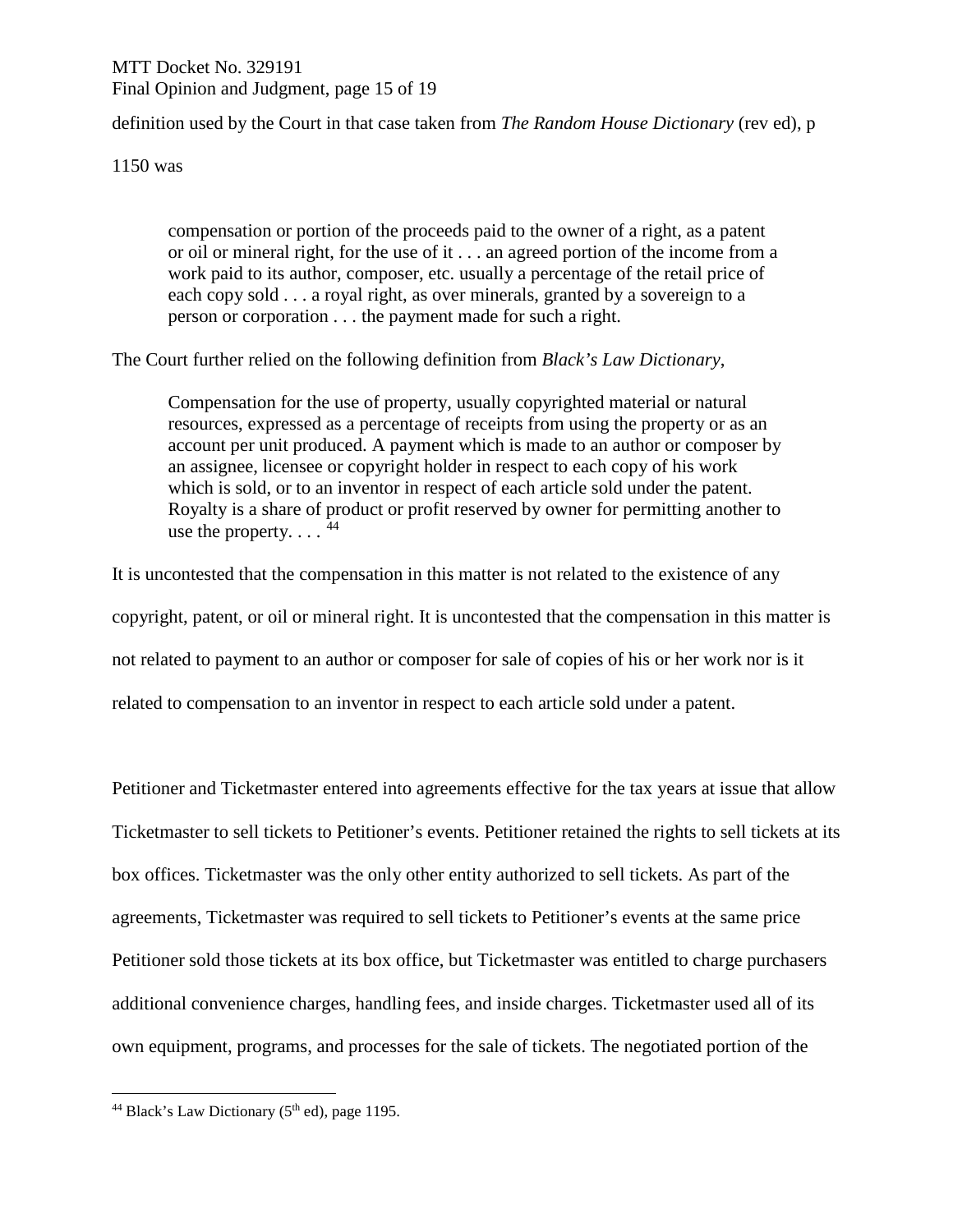definition used by the Court in that case taken from *The Random House Dictionary* (rev ed), p 1150 was

> compensation or portion of the proceeds paid to the owner of a right, as a patent or oil or mineral right, for the use of it . . . an agreed portion of the income from a work paid to its author, composer, etc. usually a percentage of the retail price of each copy sold . . . a royal right, as over minerals, granted by a sovereign to a person or corporation . . . the payment made for such a right.

The Court further relied on the following definition from *Black's Law Dictionary*,

> Compensation for the use of property, usually copyrighted material or natural resources, expressed as a percentage of receipts from using the property or as an account per unit produced. A payment which is made to an author or composer by an assignee, licensee or copyright holder in respect to each copy of his work which is sold, or to an inventor in respect of each article sold under the patent. Royalty is a share of product or profit reserved by owner for permitting another to use the property. . . . [44]

It is uncontested that the compensation in this matter is not related to the existence of any copyright, patent, or oil or mineral right. It is uncontested that the compensation in this matter is not related to payment to an author or composer for sale of copies of his or her work nor is it related to compensation to an inventor in respect to each article sold under a patent.

Petitioner and Ticketmaster entered into agreements effective for the tax years at issue that allow Ticketmaster to sell tickets to Petitioner's events. Petitioner retained the rights to sell tickets at its box offices. Ticketmaster was the only other entity authorized to sell tickets. As part of the agreements, Ticketmaster was required to sell tickets to Petitioner's events at the same price Petitioner sold those tickets at its box office, but Ticketmaster was entitled to charge purchasers additional convenience charges, handling fees, and inside charges. Ticketmaster used all of its own equipment, programs, and processes for the sale of tickets. The negotiated portion of the

---

[44] Black's Law Dictionary (5th ed), page 1195.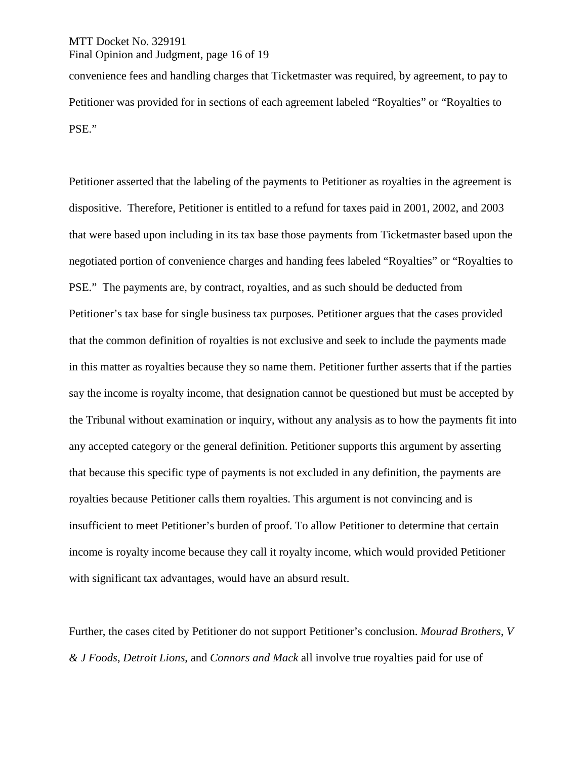convenience fees and handling charges that Ticketmaster was required, by agreement, to pay to Petitioner was provided for in sections of each agreement labeled "Royalties" or "Royalties to PSE."

Petitioner asserted that the labeling of the payments to Petitioner as royalties in the agreement is dispositive. Therefore, Petitioner is entitled to a refund for taxes paid in 2001, 2002, and 2003 that were based upon including in its tax base those payments from Ticketmaster based upon the negotiated portion of convenience charges and handing fees labeled "Royalties" or "Royalties to PSE." The payments are, by contract, royalties, and as such should be deducted from Petitioner's tax base for single business tax purposes. Petitioner argues that the cases provided that the common definition of royalties is not exclusive and seek to include the payments made in this matter as royalties because they so name them. Petitioner further asserts that if the parties say the income is royalty income, that designation cannot be questioned but must be accepted by the Tribunal without examination or inquiry, without any analysis as to how the payments fit into any accepted category or the general definition. Petitioner supports this argument by asserting that because this specific type of payments is not excluded in any definition, the payments are royalties because Petitioner calls them royalties. This argument is not convincing and is insufficient to meet Petitioner's burden of proof. To allow Petitioner to determine that certain income is royalty income because they call it royalty income, which would provided Petitioner with significant tax advantages, would have an absurd result.

Further, the cases cited by Petitioner do not support Petitioner's conclusion. *Mourad Brothers*, *V & J Foods*, *Detroit Lions*, and *Connors and Mack* all involve true royalties paid for use of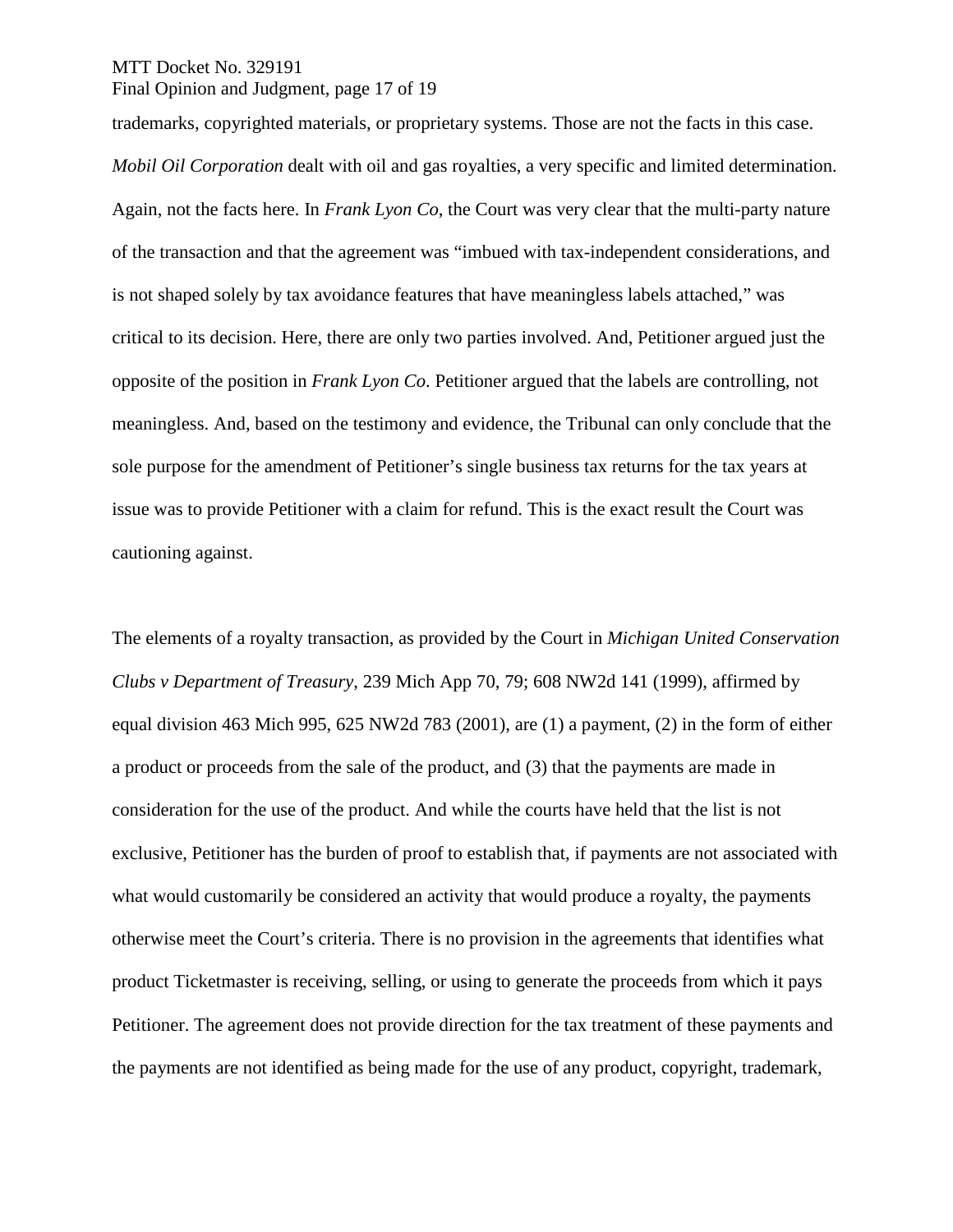trademarks, copyrighted materials, or proprietary systems. Those are not the facts in this case. *Mobil Oil Corporation* dealt with oil and gas royalties, a very specific and limited determination. Again, not the facts here. In *Frank Lyon Co*, the Court was very clear that the multi-party nature of the transaction and that the agreement was "imbued with tax-independent considerations, and is not shaped solely by tax avoidance features that have meaningless labels attached," was critical to its decision. Here, there are only two parties involved. And, Petitioner argued just the opposite of the position in *Frank Lyon Co*. Petitioner argued that the labels are controlling, not meaningless. And, based on the testimony and evidence, the Tribunal can only conclude that the sole purpose for the amendment of Petitioner's single business tax returns for the tax years at issue was to provide Petitioner with a claim for refund. This is the exact result the Court was cautioning against.

The elements of a royalty transaction, as provided by the Court in *Michigan United Conservation Clubs v Department of Treasury*, 239 Mich App 70, 79; 608 NW2d 141 (1999), affirmed by equal division 463 Mich 995, 625 NW2d 783 (2001), are (1) a payment, (2) in the form of either a product or proceeds from the sale of the product, and (3) that the payments are made in consideration for the use of the product. And while the courts have held that the list is not exclusive, Petitioner has the burden of proof to establish that, if payments are not associated with what would customarily be considered an activity that would produce a royalty, the payments otherwise meet the Court's criteria. There is no provision in the agreements that identifies what product Ticketmaster is receiving, selling, or using to generate the proceeds from which it pays Petitioner. The agreement does not provide direction for the tax treatment of these payments and the payments are not identified as being made for the use of any product, copyright, trademark,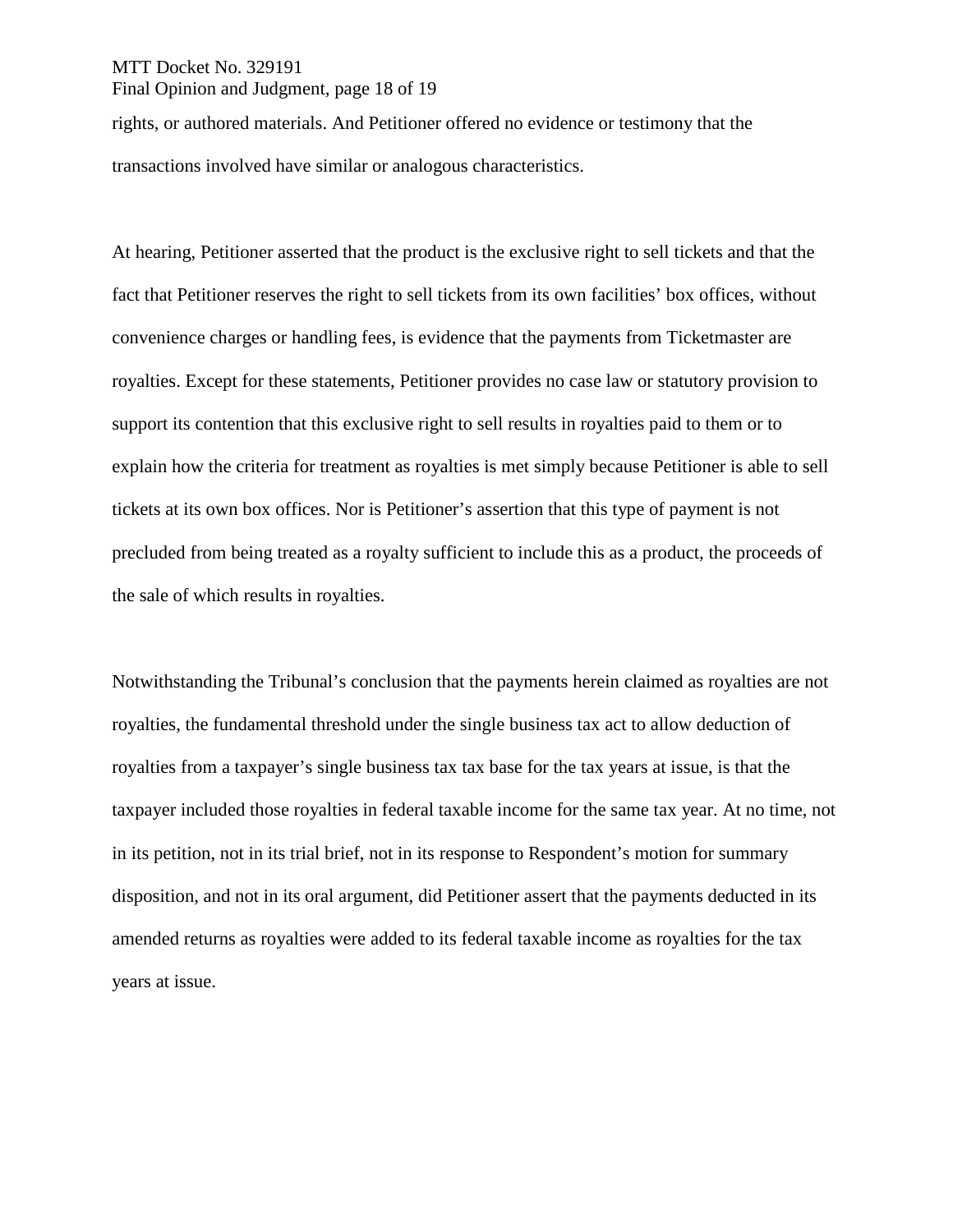rights, or authored materials. And Petitioner offered no evidence or testimony that the transactions involved have similar or analogous characteristics.

At hearing, Petitioner asserted that the product is the exclusive right to sell tickets and that the fact that Petitioner reserves the right to sell tickets from its own facilities' box offices, without convenience charges or handling fees, is evidence that the payments from Ticketmaster are royalties. Except for these statements, Petitioner provides no case law or statutory provision to support its contention that this exclusive right to sell results in royalties paid to them or to explain how the criteria for treatment as royalties is met simply because Petitioner is able to sell tickets at its own box offices. Nor is Petitioner's assertion that this type of payment is not precluded from being treated as a royalty sufficient to include this as a product, the proceeds of the sale of which results in royalties.

Notwithstanding the Tribunal's conclusion that the payments herein claimed as royalties are not royalties, the fundamental threshold under the single business tax act to allow deduction of royalties from a taxpayer's single business tax tax base for the tax years at issue, is that the taxpayer included those royalties in federal taxable income for the same tax year. At no time, not in its petition, not in its trial brief, not in its response to Respondent's motion for summary disposition, and not in its oral argument, did Petitioner assert that the payments deducted in its amended returns as royalties were added to its federal taxable income as royalties for the tax years at issue.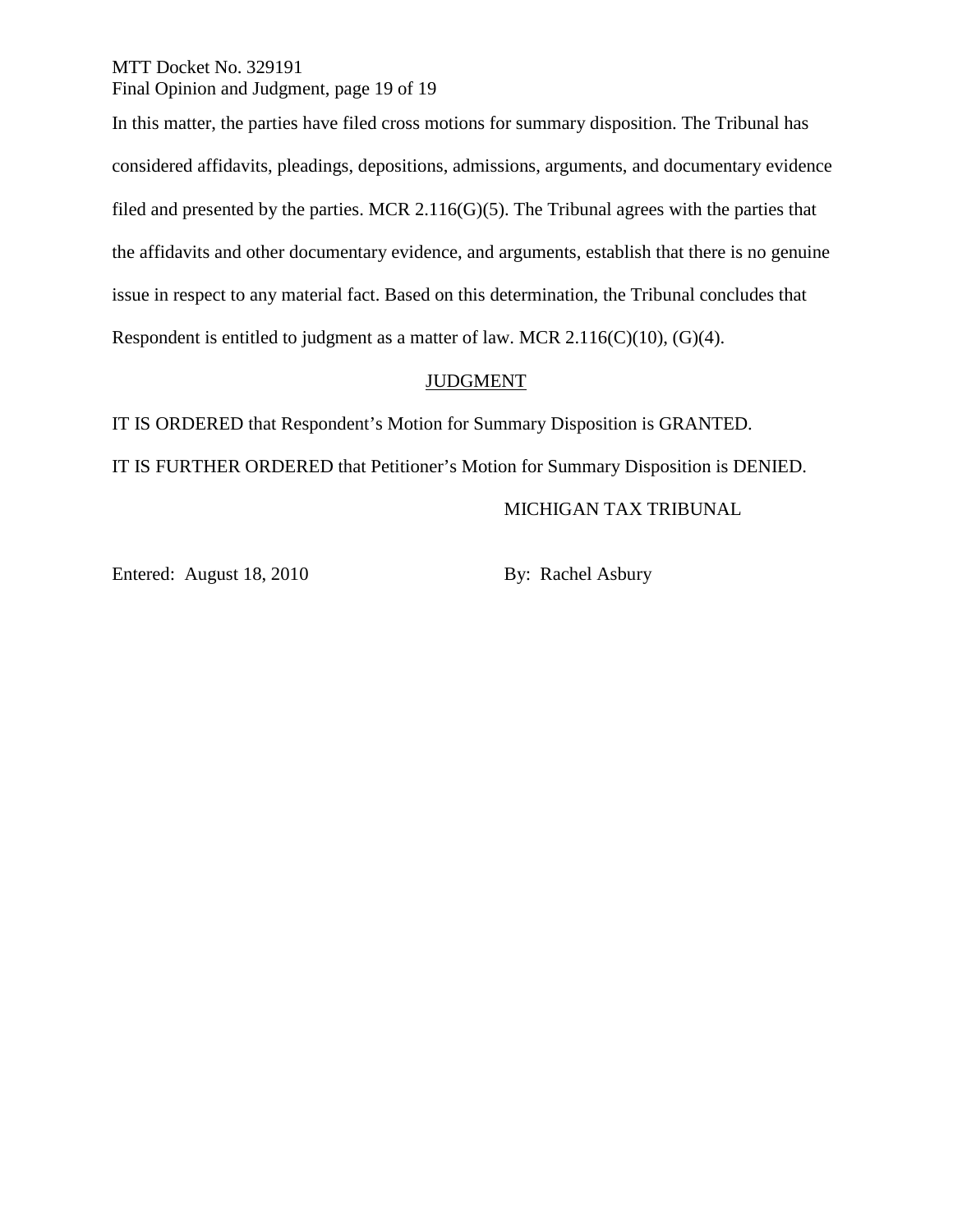In this matter, the parties have filed cross motions for summary disposition. The Tribunal has considered affidavits, pleadings, depositions, admissions, arguments, and documentary evidence filed and presented by the parties. MCR 2.116(G)(5). The Tribunal agrees with the parties that the affidavits and other documentary evidence, and arguments, establish that there is no genuine issue in respect to any material fact. Based on this determination, the Tribunal concludes that Respondent is entitled to judgment as a matter of law. MCR 2.116(C)(10), (G)(4).

## JUDGMENT

IT IS ORDERED that Respondent's Motion for Summary Disposition is GRANTED.

IT IS FURTHER ORDERED that Petitioner's Motion for Summary Disposition is DENIED.

MICHIGAN TAX TRIBUNAL

Entered: August 18, 2010

By: Rachel Asbury